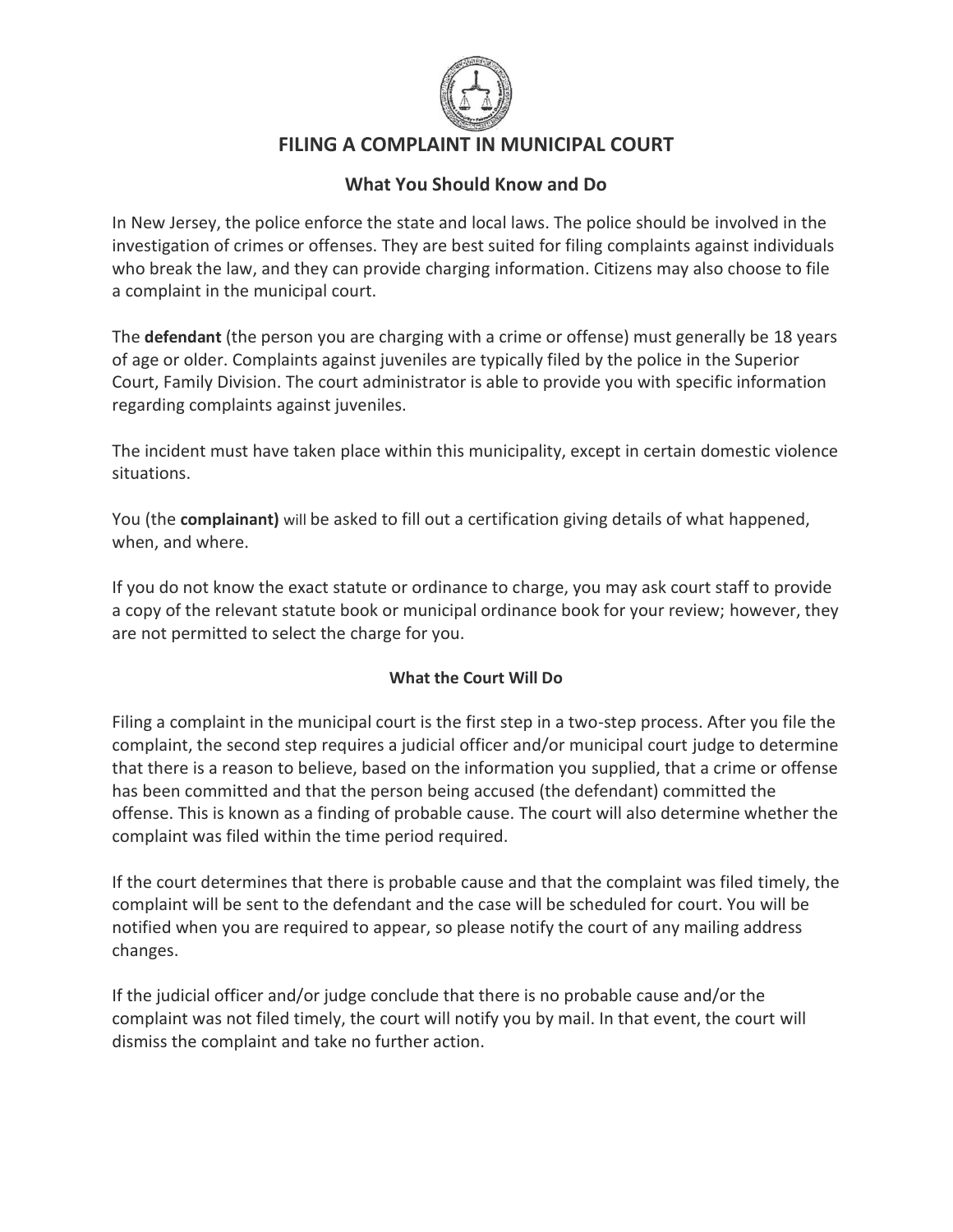# FILING A COMPLAINT IN MUNICIPAL COURT

## What You Should Know and Do

In New Jersey, the police enforce the state and local laws. The police should be involved in the investigation of crimes or offenses. They are best suited for filing complaints against individuals who break the law, and they can provide charging information. Citizens may also choose to file a complaint in the municipal court.

The **defendant** (the person you are charging with a crime or offense) must generally be 18 years of age or older. Complaints against juveniles are typically filed by the police in the Superior Court, Family Division. The court administrator is able to provide you with specific information regarding complaints against juveniles.

The incident must have taken place within this municipality, except in certain domestic violence situations.

You (the **complainant)** will be asked to fill out a certification giving details of what happened, when, and where.

If you do not know the exact statute or ordinance to charge, you may ask court staff to provide a copy of the relevant statute book or municipal ordinance book for your review; however, they are not permitted to select the charge for you.

### What the Court Will Do

Filing a complaint in the municipal court is the first step in a two-step process. After you file the complaint, the second step requires a judicial officer and/or municipal court judge to determine that there is a reason to believe, based on the information you supplied, that a crime or offense has been committed and that the person being accused (the defendant) committed the offense. This is known as a finding of probable cause. The court will also determine whether the complaint was filed within the time period required.

If the court determines that there is probable cause and that the complaint was filed timely, the complaint will be sent to the defendant and the case will be scheduled for court. You will be notified when you are required to appear, so please notify the court of any mailing address changes.

If the judicial officer and/or judge conclude that there is no probable cause and/or the complaint was not filed timely, the court will notify you by mail. In that event, the court will dismiss the complaint and take no further action.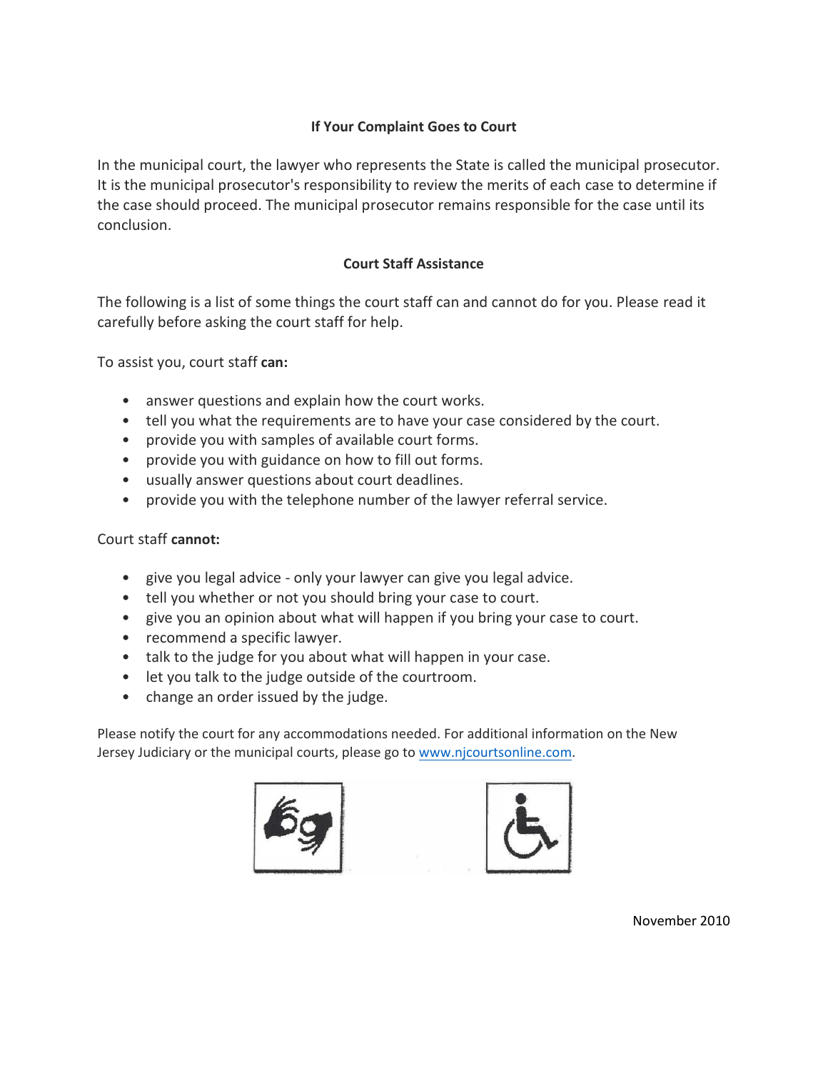## If Your Complaint Goes to Court

In the municipal court, the lawyer who represents the State is called the municipal prosecutor. It is the municipal prosecutor's responsibility to review the merits of each case to determine if the case should proceed. The municipal prosecutor remains responsible for the case until its conclusion.

## Court Staff Assistance

The following is a list of some things the court staff can and cannot do for you. Please read it carefully before asking the court staff for help.

To assist you, court staff **can:**

- answer questions and explain how the court works.
- tell you what the requirements are to have your case considered by the court.
- provide you with samples of available court forms.
- provide you with guidance on how to fill out forms.
- usually answer questions about court deadlines.
- provide you with the telephone number of the lawyer referral service.

Court staff **cannot:**

- give you legal advice - only your lawyer can give you legal advice.
- tell you whether or not you should bring your case to court.
- give you an opinion about what will happen if you bring your case to court.
- recommend a specific lawyer.
- talk to the judge for you about what will happen in your case.
- let you talk to the judge outside of the courtroom.
- change an order issued by the judge.

Please notify the court for any accommodations needed. For additional information on the New Jersey Judiciary or the municipal courts, please go to www.njcourtsonline.com.

November 2010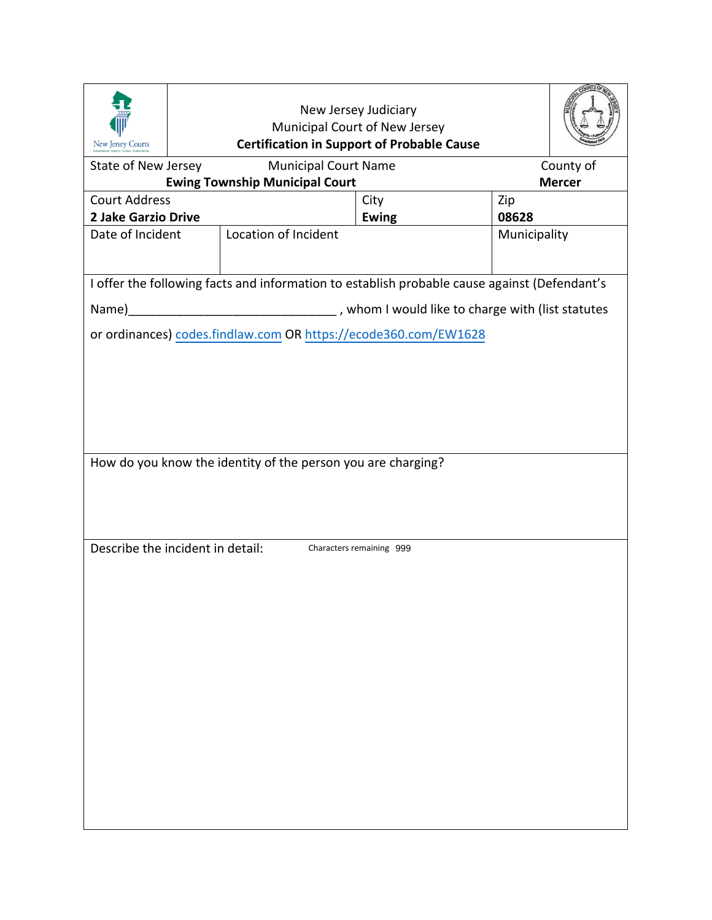New Jersey Judiciary
Municipal Court of New Jersey
**Certification in Support of Probable Cause**

| State of New Jersey | Municipal Court Name<br>**Ewing Township Municipal Court** | | County of<br>**Mercer** |
|---|---|---|---|
| Court Address<br>**2 Jake Garzio Drive** | | City<br>**Ewing** | Zip<br>**08628** |
| Date of Incident | Location of Incident | | Municipality |

I offer the following facts and information to establish probable cause against (Defendant's Name)______________________________ , whom I would like to charge with (list statutes or ordinances) codes.findlaw.com OR https://ecode360.com/EW1628

How do you know the identity of the person you are charging?

Describe the incident in detail: Characters remaining 999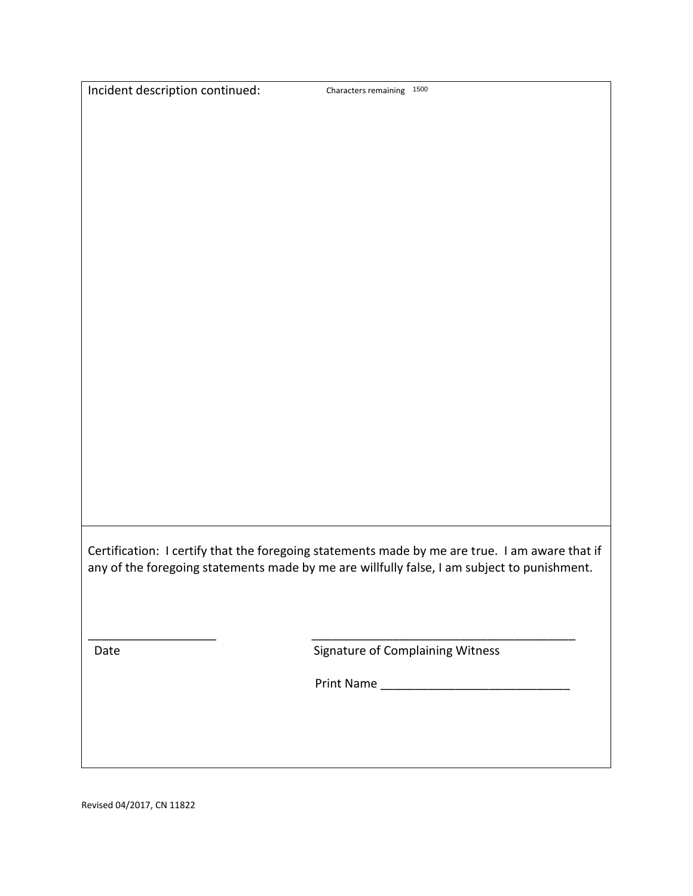Incident description continued: Characters remaining 1500

Certification: I certify that the foregoing statements made by me are true. I am aware that if any of the foregoing statements made by me are willfully false, I am subject to punishment.

___________________ ________________________________________

Date Signature of Complaining Witness

Print Name ____________________________

Revised 04/2017, CN 11822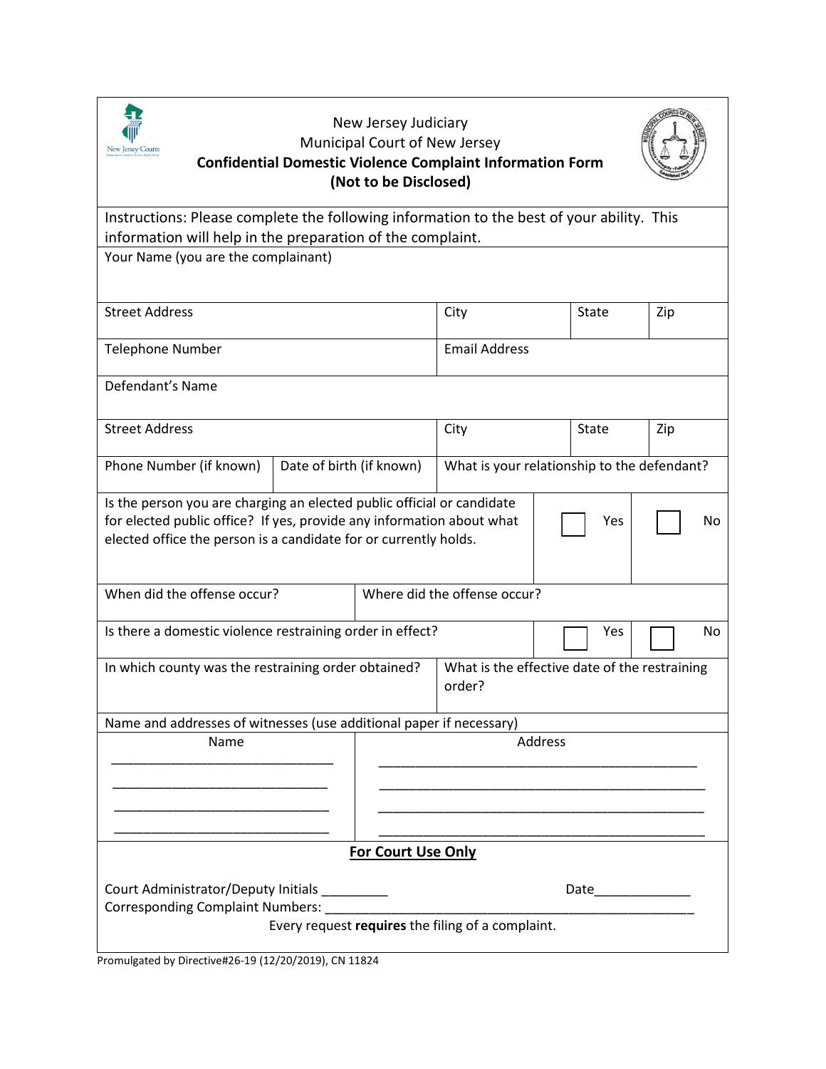New Jersey Judiciary
Municipal Court of New Jersey
**Confidential Domestic Violence Complaint Information Form**
**(Not to be Disclosed)**

Instructions: Please complete the following information to the best of your ability. This information will help in the preparation of the complaint.

| | | | | |
|---|---|---|---|---|
| Your Name (you are the complainant) | | | | |
| Street Address | | City | State | Zip |
| Telephone Number | | Email Address | | |
| Defendant's Name | | | | |
| Street Address | | City | State | Zip |
| Phone Number (if known) | Date of birth (if known) | What is your relationship to the defendant? | | |

| | | |
|---|---|---|
| Is the person you are charging an elected public official or candidate for elected public office? If yes, provide any information about what elected office the person is a candidate for or currently holds. | ☐ Yes | ☐ No |

| | |
|---|---|
| When did the offense occur? | Where did the offense occur? |

| | | |
|---|---|---|
| Is there a domestic violence restraining order in effect? | ☐ Yes | ☐ No |

| | |
|---|---|
| In which county was the restraining order obtained? | What is the effective date of the restraining order? |

Name and addresses of witnesses (use additional paper if necessary)

| Name | Address |
|---|---|
| ______________________________ | ____________________________________________ |
| ______________________________ | ____________________________________________ |
| ______________________________ | ____________________________________________ |
| ______________________________ | ____________________________________________ |

**For Court Use Only**

Court Administrator/Deputy Initials _________ Date_____________

Corresponding Complaint Numbers: ____________________________________________________

Every request **requires** the filing of a complaint.

Promulgated by Directive#26-19 (12/20/2019), CN 11824